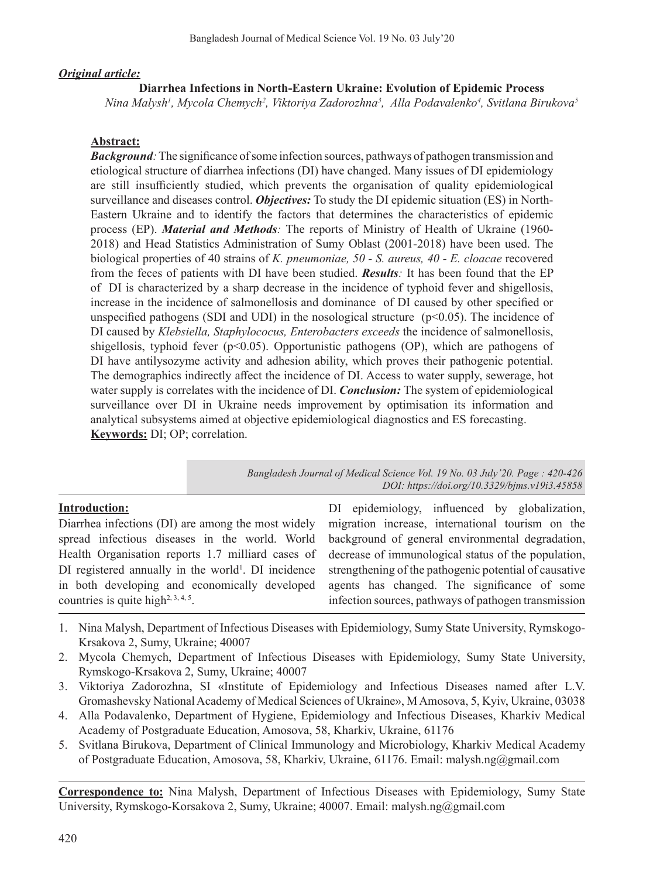***Original article:***

# Diarrhea Infections in North-Eastern Ukraine: Evolution of Epidemic Process

*Nina Malysh[1], Mycola Chemych[2], Viktoriya Zadorozhna[3], Alla Podavalenko[4], Svitlana Birukova[5]*

## Abstract:

***Background:*** The significance of some infection sources, pathways of pathogen transmission and etiological structure of diarrhea infections (DI) have changed. Many issues of DI epidemiology are still insufficiently studied, which prevents the organisation of quality epidemiological surveillance and diseases control. ***Objectives:*** To study the DI epidemic situation (ES) in North-Eastern Ukraine and to identify the factors that determines the characteristics of epidemic process (EP). ***Material and Methods:*** The reports of Ministry of Health of Ukraine (1960-2018) and Head Statistics Administration of Sumy Oblast (2001-2018) have been used. The biological properties of 40 strains of *K. pneumoniae, 50 - S. aureus, 40 - E. cloacae* recovered from the feces of patients with DI have been studied. ***Results:*** It has been found that the EP of DI is characterized by a sharp decrease in the incidence of typhoid fever and shigellosis, increase in the incidence of salmonellosis and dominance of DI caused by other specified or unspecified pathogens (SDI and UDI) in the nosological structure ($p<0.05$). The incidence of DI caused by *Klebsiella, Staphylococus, Enterobacters exceeds* the incidence of salmonellosis, shigellosis, typhoid fever ($p<0.05$). Opportunistic pathogens (OP), which are pathogens of DI have antilysozyme activity and adhesion ability, which proves their pathogenic potential. The demographics indirectly affect the incidence of DI. Access to water supply, sewerage, hot water supply is correlates with the incidence of DI. ***Conclusion:*** The system of epidemiological surveillance over DI in Ukraine needs improvement by optimisation its information and analytical subsystems aimed at objective epidemiological diagnostics and ES forecasting.

**Keywords:** DI; OP; correlation.

*Bangladesh Journal of Medical Science Vol. 19 No. 03 July'20. Page : 420-426*
*DOI: https://doi.org/10.3329/bjms.v19i3.45858*

## Introduction:

Diarrhea infections (DI) are among the most widely spread infectious diseases in the world. World Health Organisation reports 1.7 milliard cases of DI registered annually in the world[1]. DI incidence in both developing and economically developed countries is quite high[2, 3, 4, 5].

DI epidemiology, influenced by globalization, migration increase, international tourism on the background of general environmental degradation, decrease of immunological status of the population, strengthening of the pathogenic potential of causative agents has changed. The significance of some infection sources, pathways of pathogen transmission

1. Nina Malysh, Department of Infectious Diseases with Epidemiology, Sumy State University, Rymskogo-Krsakova 2, Sumy, Ukraine; 40007
2. Mycola Chemych, Department of Infectious Diseases with Epidemiology, Sumy State University, Rymskogo-Krsakova 2, Sumy, Ukraine; 40007
3. Viktoriya Zadorozhna, SI «Institute of Epidemiology and Infectious Diseases named after L.V. Gromashevsky National Academy of Medical Sciences of Ukraine», M Amosova, 5, Kyiv, Ukraine, 03038
4. Alla Podavalenko, Department of Hygiene, Epidemiology and Infectious Diseases, Kharkiv Medical Academy of Postgraduate Education, Amosova, 58, Kharkiv, Ukraine, 61176
5. Svitlana Birukova, Department of Clinical Immunology and Microbiology, Kharkiv Medical Academy of Postgraduate Education, Amosova, 58, Kharkiv, Ukraine, 61176. Email: malysh.ng@gmail.com

**Correspondence to:** Nina Malysh, Department of Infectious Diseases with Epidemiology, Sumy State University, Rymskogo-Korsakova 2, Sumy, Ukraine; 40007. Email: malysh.ng@gmail.com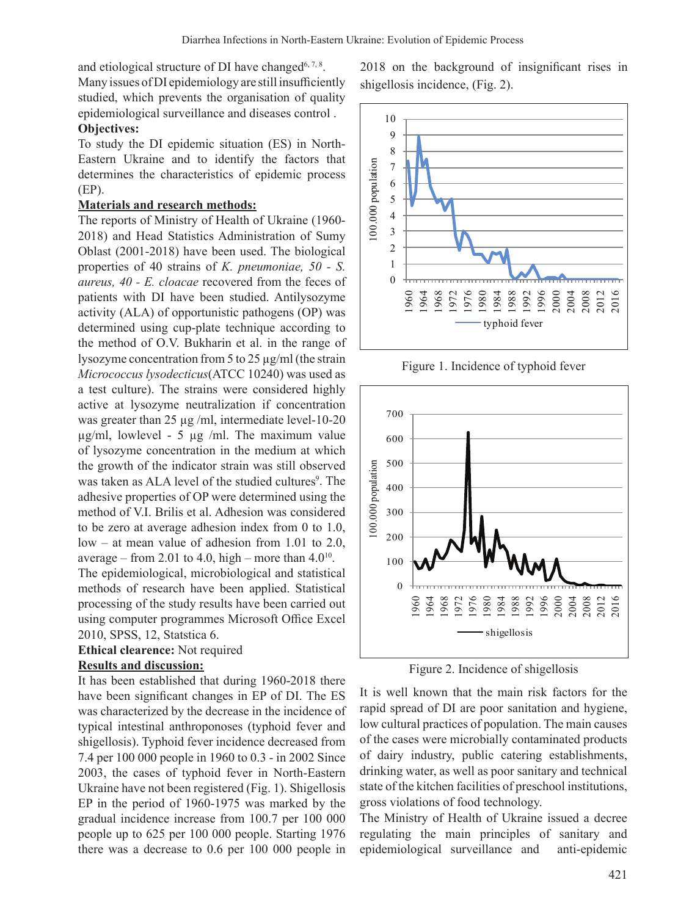and etiological structure of DI have changed[6, 7, 8]. Many issues of DI epidemiology are still insufficiently studied, which prevents the organisation of quality epidemiological surveillance and diseases control .

**Objectives:**

To study the DI epidemic situation (ES) in North-Eastern Ukraine and to identify the factors that determines the characteristics of epidemic process (EP).

## Materials and research methods:

The reports of Ministry of Health of Ukraine (1960-2018) and Head Statistics Administration of Sumy Oblast (2001-2018) have been used. The biological properties of 40 strains of *K. pneumoniae, 50 - S. aureus, 40 - E. cloacae* recovered from the feces of patients with DI have been studied. Antilysozyme activity (ALA) of opportunistic pathogens (OP) was determined using cup-plate technique according to the method of O.V. Bukharin et al. in the range of lysozyme concentration from 5 to 25 µg/ml (the strain *Micrococcus lysodecticus*(ATCC 10240) was used as a test culture). The strains were considered highly active at lysozyme neutralization if concentration was greater than 25 µg /ml, intermediate level-10-20 µg/ml, lowlevel - 5 µg /ml. The maximum value of lysozyme concentration in the medium at which the growth of the indicator strain was still observed was taken as ALA level of the studied cultures[9]. The adhesive properties of OP were determined using the method of V.I. Brilis et al. Adhesion was considered to be zero at average adhesion index from 0 to 1.0, low – at mean value of adhesion from 1.01 to 2.0, average – from 2.01 to 4.0, high – more than 4.0[10].

The epidemiological, microbiological and statistical methods of research have been applied. Statistical processing of the study results have been carried out using computer programmes Microsoft Office Excel 2010, SPSS, 12, Statstica 6.

**Ethical clearence:** Not required

## Results and discussion:

It has been established that during 1960-2018 there have been significant changes in EP of DI. The ES was characterized by the decrease in the incidence of typical intestinal anthroponoses (typhoid fever and shigellosis). Typhoid fever incidence decreased from 7.4 per 100 000 people in 1960 to 0.3 - in 2002 Since 2003, the cases of typhoid fever in North-Eastern Ukraine have not been registered (Fig. 1). Shigellosis EP in the period of 1960-1975 was marked by the gradual incidence increase from 100.7 per 100 000 people up to 625 per 100 000 people. Starting 1976 there was a decrease to 0.6 per 100 000 people in 2018 on the background of insignificant rises in shigellosis incidence, (Fig. 2).

Figure 1. Incidence of typhoid fever

Figure 2. Incidence of shigellosis

It is well known that the main risk factors for the rapid spread of DI are poor sanitation and hygiene, low cultural practices of population. The main causes of the cases were microbially contaminated products of dairy industry, public catering establishments, drinking water, as well as poor sanitary and technical state of the kitchen facilities of preschool institutions, gross violations of food technology.

The Ministry of Health of Ukraine issued a decree regulating the main principles of sanitary and epidemiological surveillance and anti-epidemic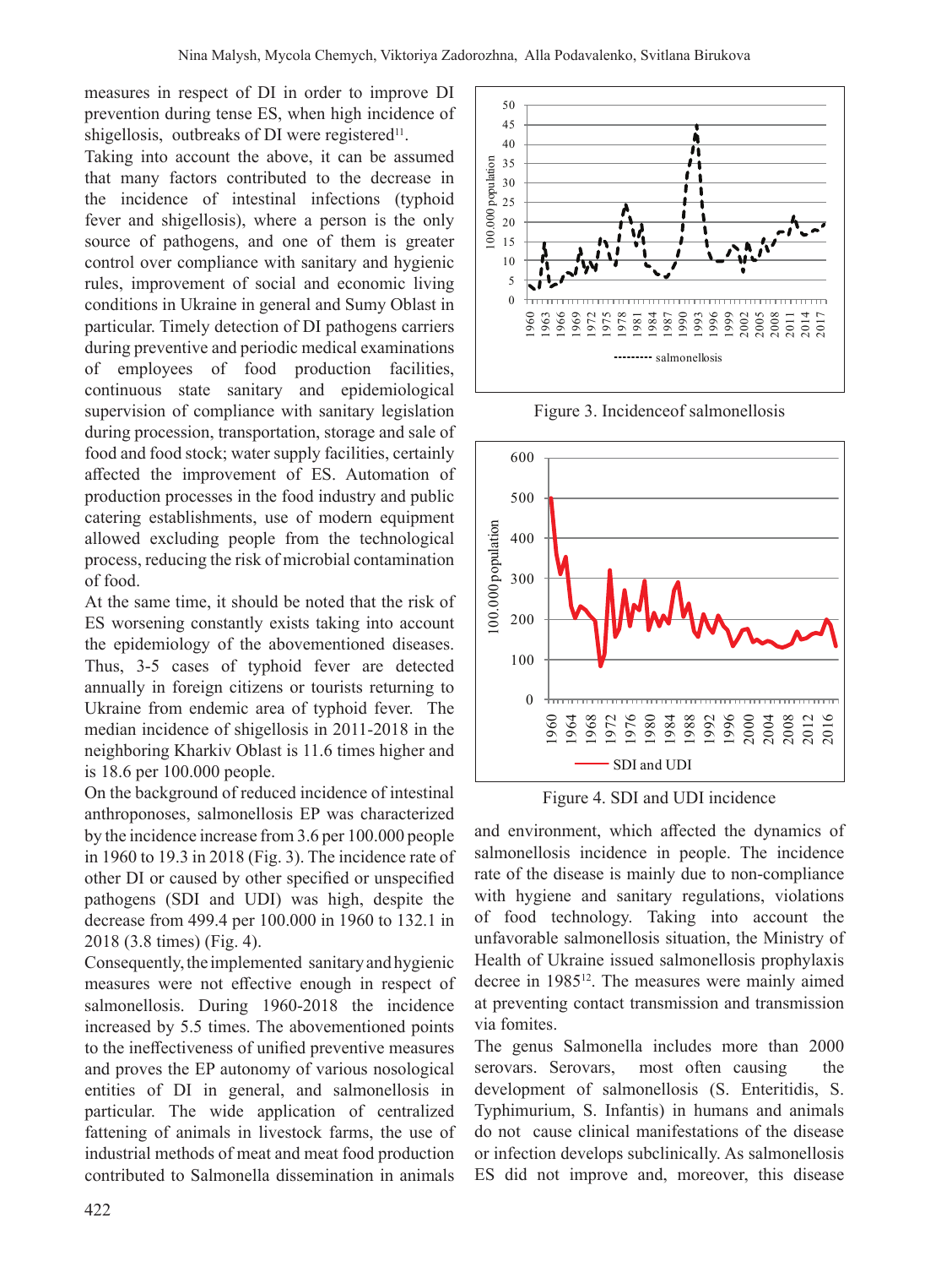measures in respect of DI in order to improve DI prevention during tense ES, when high incidence of shigellosis, outbreaks of DI were registered[11].

Taking into account the above, it can be assumed that many factors contributed to the decrease in the incidence of intestinal infections (typhoid fever and shigellosis), where a person is the only source of pathogens, and one of them is greater control over compliance with sanitary and hygienic rules, improvement of social and economic living conditions in Ukraine in general and Sumy Oblast in particular. Timely detection of DI pathogens carriers during preventive and periodic medical examinations of employees of food production facilities, continuous state sanitary and epidemiological supervision of compliance with sanitary legislation during procession, transportation, storage and sale of food and food stock; water supply facilities, certainly affected the improvement of ES. Automation of production processes in the food industry and public catering establishments, use of modern equipment allowed excluding people from the technological process, reducing the risk of microbial contamination of food.

At the same time, it should be noted that the risk of ES worsening constantly exists taking into account the epidemiology of the abovementioned diseases. Thus, 3-5 cases of typhoid fever are detected annually in foreign citizens or tourists returning to Ukraine from endemic area of typhoid fever. The median incidence of shigellosis in 2011-2018 in the neighboring Kharkiv Oblast is 11.6 times higher and is 18.6 per 100.000 people.

On the background of reduced incidence of intestinal anthroponoses, salmonellosis EP was characterized by the incidence increase from 3.6 per 100.000 people in 1960 to 19.3 in 2018 (Fig. 3). The incidence rate of other DI or caused by other specified or unspecified pathogens (SDI and UDI) was high, despite the decrease from 499.4 per 100.000 in 1960 to 132.1 in 2018 (3.8 times) (Fig. 4).

Consequently, the implemented sanitary and hygienic measures were not effective enough in respect of salmonellosis. During 1960-2018 the incidence increased by 5.5 times. The abovementioned points to the ineffectiveness of unified preventive measures and proves the EP autonomy of various nosological entities of DI in general, and salmonellosis in particular. The wide application of centralized fattening of animals in livestock farms, the use of industrial methods of meat and meat food production contributed to Salmonella dissemination in animals and environment, which affected the dynamics of salmonellosis incidence in people. The incidence rate of the disease is mainly due to non-compliance with hygiene and sanitary regulations, violations of food technology. Taking into account the unfavorable salmonellosis situation, the Ministry of Health of Ukraine issued salmonellosis prophylaxis decree in 1985[12]. The measures were mainly aimed at preventing contact transmission and transmission via fomites.

Figure 3. Incidenceof salmonellosis

Figure 4. SDI and UDI incidence

The genus Salmonella includes more than 2000 serovars. Serovars, most often causing the development of salmonellosis (S. Enteritidis, S. Typhimurium, S. Infantis) in humans and animals do not cause clinical manifestations of the disease or infection develops subclinically. As salmonellosis ES did not improve and, moreover, this disease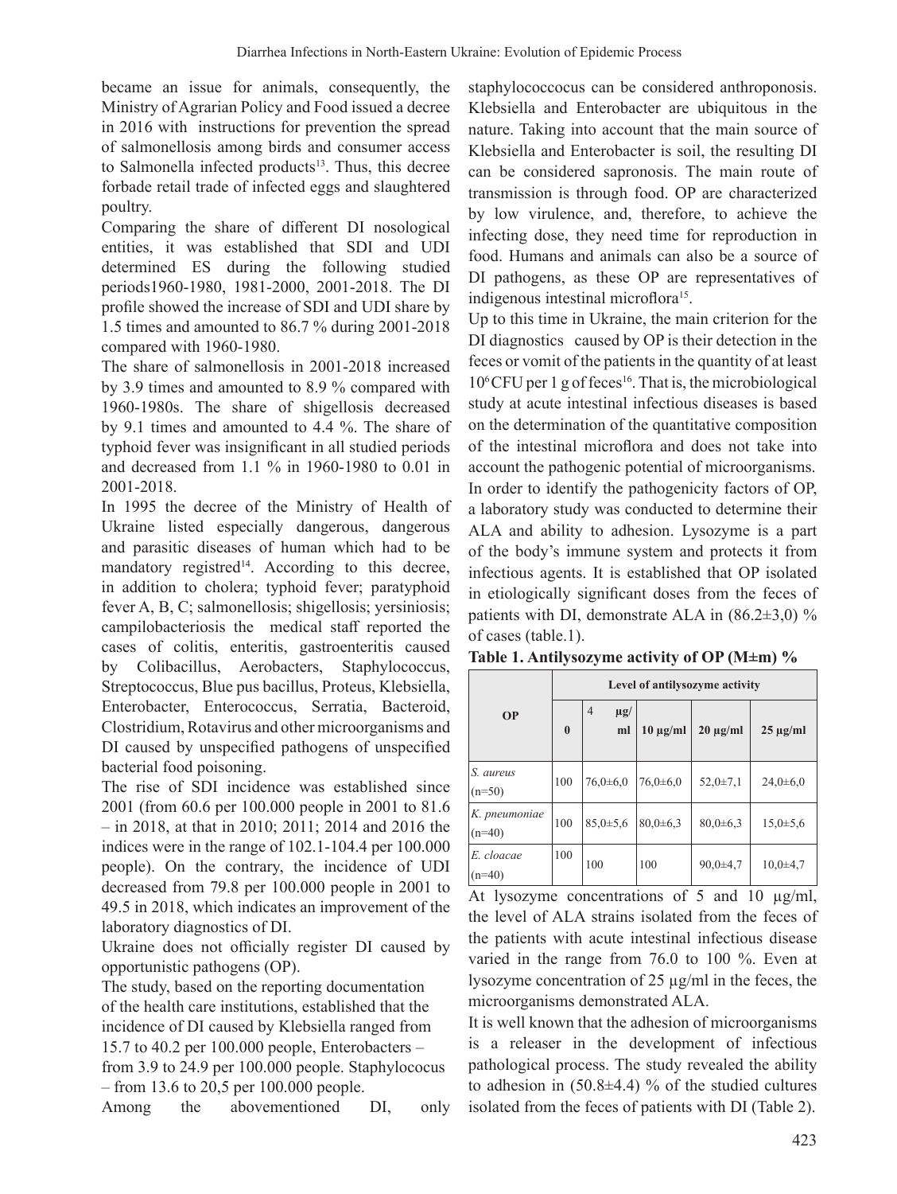became an issue for animals, consequently, the Ministry of Agrarian Policy and Food issued a decree in 2016 with instructions for prevention the spread of salmonellosis among birds and consumer access to Salmonella infected products[13]. Thus, this decree forbade retail trade of infected eggs and slaughtered poultry.

Comparing the share of different DI nosological entities, it was established that SDI and UDI determined ES during the following studied periods1960-1980, 1981-2000, 2001-2018. The DI profile showed the increase of SDI and UDI share by 1.5 times and amounted to 86.7 % during 2001-2018 compared with 1960-1980.

The share of salmonellosis in 2001-2018 increased by 3.9 times and amounted to 8.9 % compared with 1960-1980s. The share of shigellosis decreased by 9.1 times and amounted to 4.4 %. The share of typhoid fever was insignificant in all studied periods and decreased from 1.1 % in 1960-1980 to 0.01 in 2001-2018.

In 1995 the decree of the Ministry of Health of Ukraine listed especially dangerous, dangerous and parasitic diseases of human which had to be mandatory registred[14]. According to this decree, in addition to cholera; typhoid fever; paratyphoid fever A, B, C; salmonellosis; shigellosis; yersiniosis; campilobacteriosis the medical staff reported the cases of colitis, enteritis, gastroenteritis caused by Colibacillus, Aerobacters, Staphylococcus, Streptococcus, Blue pus bacillus, Proteus, Klebsiella, Enterobacter, Enterococcus, Serratia, Bacteroid, Clostridium, Rotavirus and other microorganisms and DI caused by unspecified pathogens of unspecified bacterial food poisoning.

The rise of SDI incidence was established since 2001 (from 60.6 per 100.000 people in 2001 to 81.6 – in 2018, at that in 2010; 2011; 2014 and 2016 the indices were in the range of 102.1-104.4 per 100.000 people). On the contrary, the incidence of UDI decreased from 79.8 per 100.000 people in 2001 to 49.5 in 2018, which indicates an improvement of the laboratory diagnostics of DI.

Ukraine does not officially register DI caused by opportunistic pathogens (OP).

The study, based on the reporting documentation of the health care institutions, established that the incidence of DI caused by Klebsiella ranged from 15.7 to 40.2 per 100.000 people, Enterobacters – from 3.9 to 24.9 per 100.000 people. Staphylococus – from 13.6 to 20,5 per 100.000 people.

Among the abovementioned DI, only staphylococcocus can be considered anthroponosis. Klebsiella and Enterobacter are ubiquitous in the nature. Taking into account that the main source of Klebsiella and Enterobacter is soil, the resulting DI can be considered sapronosis. The main route of transmission is through food. OP are characterized by low virulence, and, therefore, to achieve the infecting dose, they need time for reproduction in food. Humans and animals can also be a source of DI pathogens, as these OP are representatives of indigenous intestinal microflora[15].

Up to this time in Ukraine, the main criterion for the DI diagnostics caused by OP is their detection in the feces or vomit of the patients in the quantity of at least $10^6$ CFU per 1 g of feces[16]. That is, the microbiological study at acute intestinal infectious diseases is based on the determination of the quantitative composition of the intestinal microflora and does not take into account the pathogenic potential of microorganisms.

In order to identify the pathogenicity factors of OP, a laboratory study was conducted to determine their ALA and ability to adhesion. Lysozyme is a part of the body's immune system and protects it from infectious agents. It is established that OP isolated in etiologically significant doses from the feces of patients with DI, demonstrate ALA in (86.2±3,0) % of cases (table.1).

**Table 1. Antilysozyme activity of OP (M±m) %**

| OP | Level of antilysozyme activity | | | | |
|---|---|---|---|---|---|
| | 0 | 4 µg/ml | 10 µg/ml | 20 µg/ml | 25 µg/ml |
| *S. aureus* (n=50) | 100 | 76,0±6,0 | 76,0±6,0 | 52,0±7,1 | 24,0±6,0 |
| *K. pneumoniae* (n=40) | 100 | 85,0±5,6 | 80,0±6,3 | 80,0±6,3 | 15,0±5,6 |
| *E. cloacae* (n=40) | 100 | 100 | 100 | 90,0±4,7 | 10,0±4,7 |

At lysozyme concentrations of 5 and 10 µg/ml, the level of ALA strains isolated from the feces of the patients with acute intestinal infectious disease varied in the range from 76.0 to 100 %. Even at lysozyme concentration of 25 µg/ml in the feces, the microorganisms demonstrated ALA.

It is well known that the adhesion of microorganisms is a releaser in the development of infectious pathological process. The study revealed the ability to adhesion in (50.8±4.4) % of the studied cultures isolated from the feces of patients with DI (Table 2).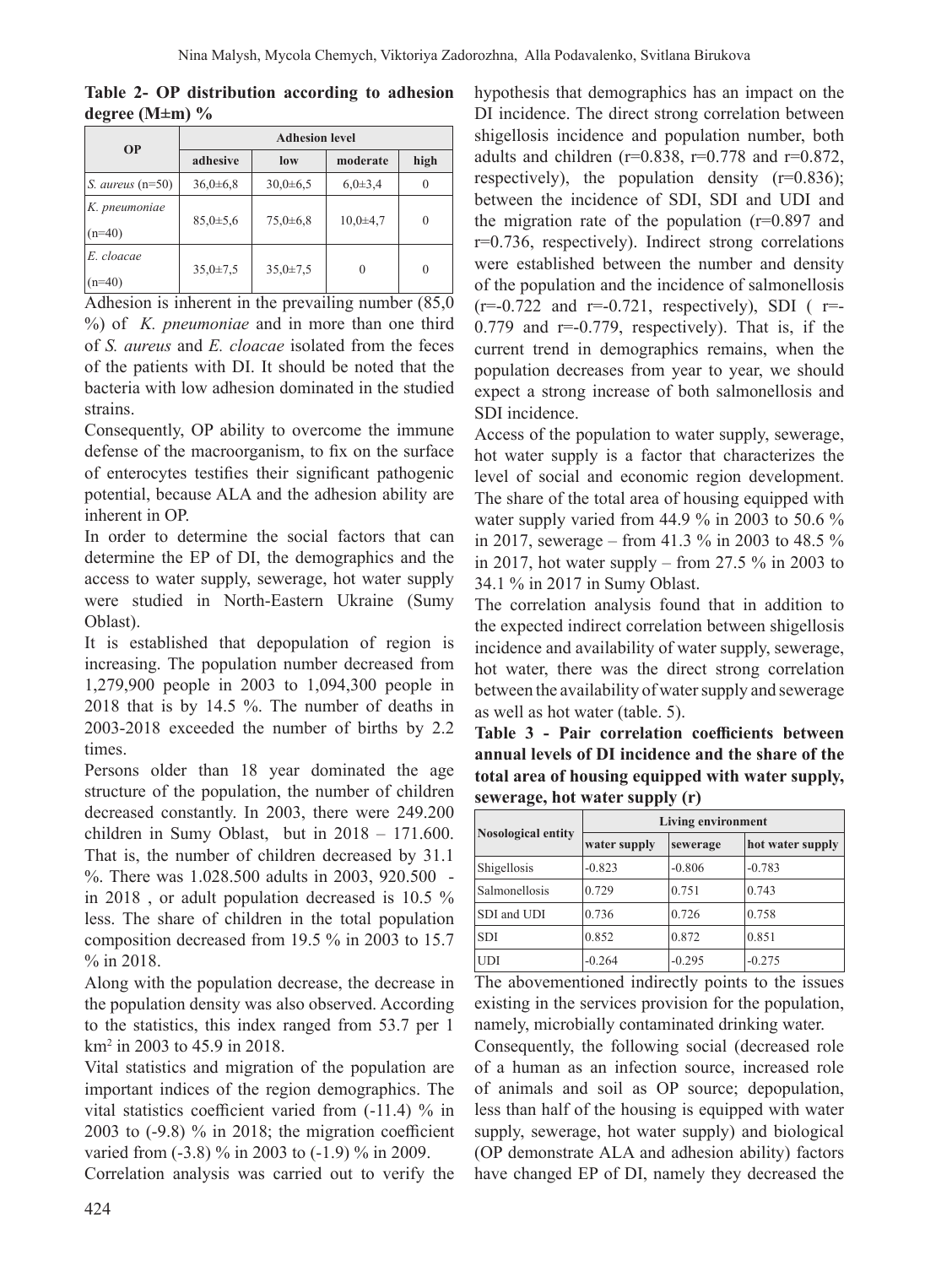**Table 2- OP distribution according to adhesion degree (M±m) %**

| OP | Adhesion level | | | |
|---|---|---|---|---|
| | adhesive | low | moderate | high |
| *S. aureus* (n=50) | 36,0±6,8 | 30,0±6,5 | 6,0±3,4 | 0 |
| *K. pneumoniae* (n=40) | 85,0±5,6 | 75,0±6,8 | 10,0±4,7 | 0 |
| *E. cloacae* (n=40) | 35,0±7,5 | 35,0±7,5 | 0 | 0 |

Adhesion is inherent in the prevailing number (85,0 %) of *K. pneumoniae* and in more than one third of *S. aureus* and *E. cloacae* isolated from the feces of the patients with DI. It should be noted that the bacteria with low adhesion dominated in the studied strains.

Consequently, OP ability to overcome the immune defense of the macroorganism, to fix on the surface of enterocytes testifies their significant pathogenic potential, because ALA and the adhesion ability are inherent in OP.

In order to determine the social factors that can determine the EP of DI, the demographics and the access to water supply, sewerage, hot water supply were studied in North-Eastern Ukraine (Sumy Oblast).

It is established that depopulation of region is increasing. The population number decreased from 1,279,900 people in 2003 to 1,094,300 people in 2018 that is by 14.5 %. The number of deaths in 2003-2018 exceeded the number of births by 2.2 times.

Persons older than 18 year dominated the age structure of the population, the number of children decreased constantly. In 2003, there were 249.200 children in Sumy Oblast, but in 2018 – 171.600. That is, the number of children decreased by 31.1 %. There was 1.028.500 adults in 2003, 920.500 - in 2018 , or adult population decreased is 10.5 % less. The share of children in the total population composition decreased from 19.5 % in 2003 to 15.7 % in 2018.

Along with the population decrease, the decrease in the population density was also observed. According to the statistics, this index ranged from 53.7 per 1 km$^2$ in 2003 to 45.9 in 2018.

Vital statistics and migration of the population are important indices of the region demographics. The vital statistics coefficient varied from (-11.4) % in 2003 to (-9.8) % in 2018; the migration coefficient varied from (-3.8) % in 2003 to (-1.9) % in 2009.

Correlation analysis was carried out to verify the hypothesis that demographics has an impact on the DI incidence. The direct strong correlation between shigellosis incidence and population number, both adults and children (r=0.838, r=0.778 and r=0.872, respectively), the population density (r=0.836); between the incidence of SDI, SDI and UDI and the migration rate of the population (r=0.897 and r=0.736, respectively). Indirect strong correlations were established between the number and density of the population and the incidence of salmonellosis (r=-0.722 and r=-0.721, respectively), SDI ( r=-0.779 and r=-0.779, respectively). That is, if the current trend in demographics remains, when the population decreases from year to year, we should expect a strong increase of both salmonellosis and SDI incidence.

Access of the population to water supply, sewerage, hot water supply is a factor that characterizes the level of social and economic region development. The share of the total area of housing equipped with water supply varied from 44.9 % in 2003 to 50.6 % in 2017, sewerage – from 41.3 % in 2003 to 48.5 % in 2017, hot water supply – from 27.5 % in 2003 to 34.1 % in 2017 in Sumy Oblast.

The correlation analysis found that in addition to the expected indirect correlation between shigellosis incidence and availability of water supply, sewerage, hot water, there was the direct strong correlation between the availability of water supply and sewerage as well as hot water (table. 5).

**Table 3 - Pair correlation coefficients between annual levels of DI incidence and the share of the total area of housing equipped with water supply, sewerage, hot water supply (r)**

| Nosological entity | Living environment | | |
|---|---|---|---|
| | water supply | sewerage | hot water supply |
| Shigellosis | -0.823 | -0.806 | -0.783 |
| Salmonellosis | 0.729 | 0.751 | 0.743 |
| SDI and UDI | 0.736 | 0.726 | 0.758 |
| SDI | 0.852 | 0.872 | 0.851 |
| UDI | -0.264 | -0.295 | -0.275 |

The abovementioned indirectly points to the issues existing in the services provision for the population, namely, microbially contaminated drinking water.

Consequently, the following social (decreased role of a human as an infection source, increased role of animals and soil as OP source; depopulation, less than half of the housing is equipped with water supply, sewerage, hot water supply) and biological (OP demonstrate ALA and adhesion ability) factors have changed EP of DI, namely they decreased the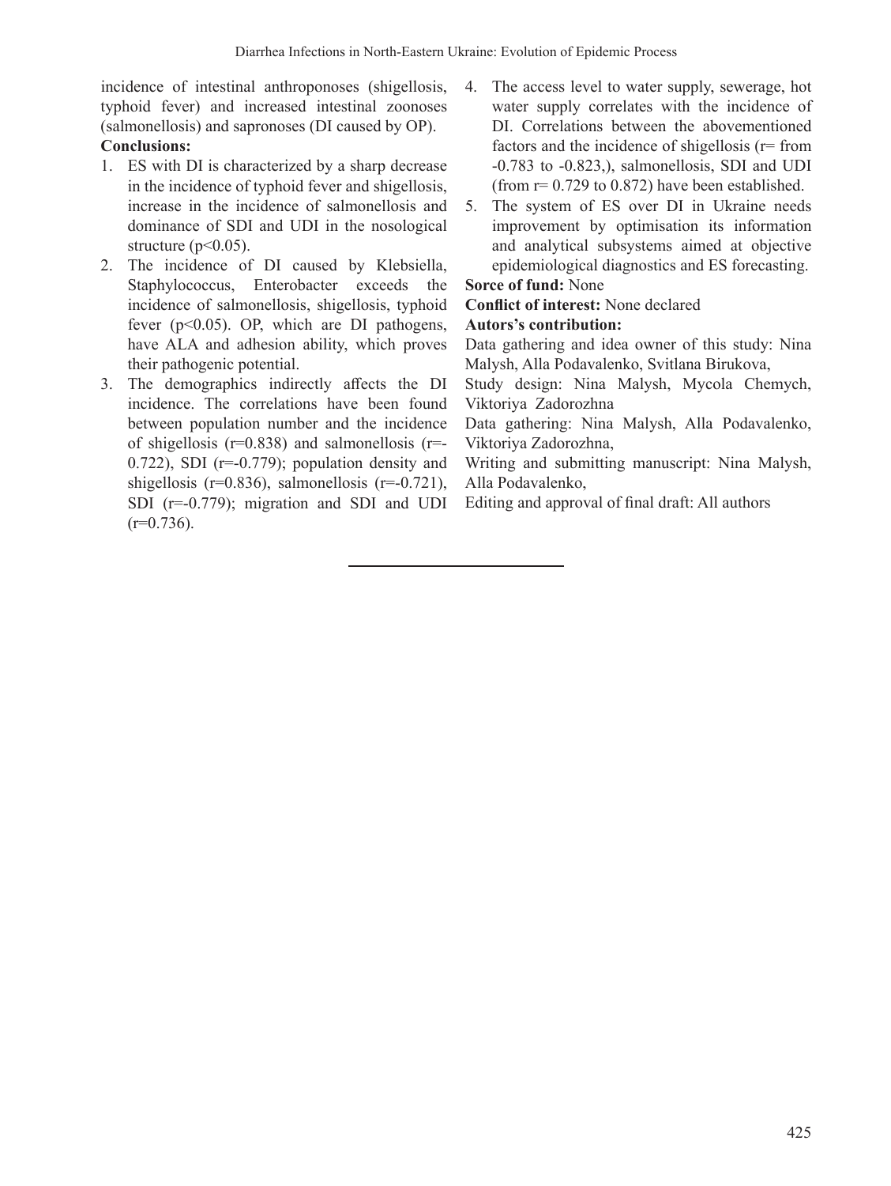incidence of intestinal anthroponoses (shigellosis, typhoid fever) and increased intestinal zoonoses (salmonellosis) and sapronoses (DI caused by OP).

**Conclusions:**

1. ES with DI is characterized by a sharp decrease in the incidence of typhoid fever and shigellosis, increase in the incidence of salmonellosis and dominance of SDI and UDI in the nosological structure ($p<0.05$).
2. The incidence of DI caused by Klebsiella, Staphylococcus, Enterobacter exceeds the incidence of salmonellosis, shigellosis, typhoid fever ($p<0.05$). OP, which are DI pathogens, have ALA and adhesion ability, which proves their pathogenic potential.
3. The demographics indirectly affects the DI incidence. The correlations have been found between population number and the incidence of shigellosis ($r=0.838$) and salmonellosis ($r=-0.722$), SDI ($r=-0.779$); population density and shigellosis ($r=0.836$), salmonellosis ($r=-0.721$), SDI ($r=-0.779$); migration and SDI and UDI ($r=0.736$).
4. The access level to water supply, sewerage, hot water supply correlates with the incidence of DI. Correlations between the abovementioned factors and the incidence of shigellosis (r= from -0.783 to -0.823,), salmonellosis, SDI and UDI (from r= 0.729 to 0.872) have been established.
5. The system of ES over DI in Ukraine needs improvement by optimisation its information and analytical subsystems aimed at objective epidemiological diagnostics and ES forecasting.

**Sorce of fund:** None

**Conflict of interest:** None declared

**Autors's contribution:**

Data gathering and idea owner of this study: Nina Malysh, Alla Podavalenko, Svitlana Birukova,

Study design: Nina Malysh, Mycola Chemych, Viktoriya Zadorozhna

Data gathering: Nina Malysh, Alla Podavalenko, Viktoriya Zadorozhna,

Writing and submitting manuscript: Nina Malysh, Alla Podavalenko,

Editing and approval of final draft: All authors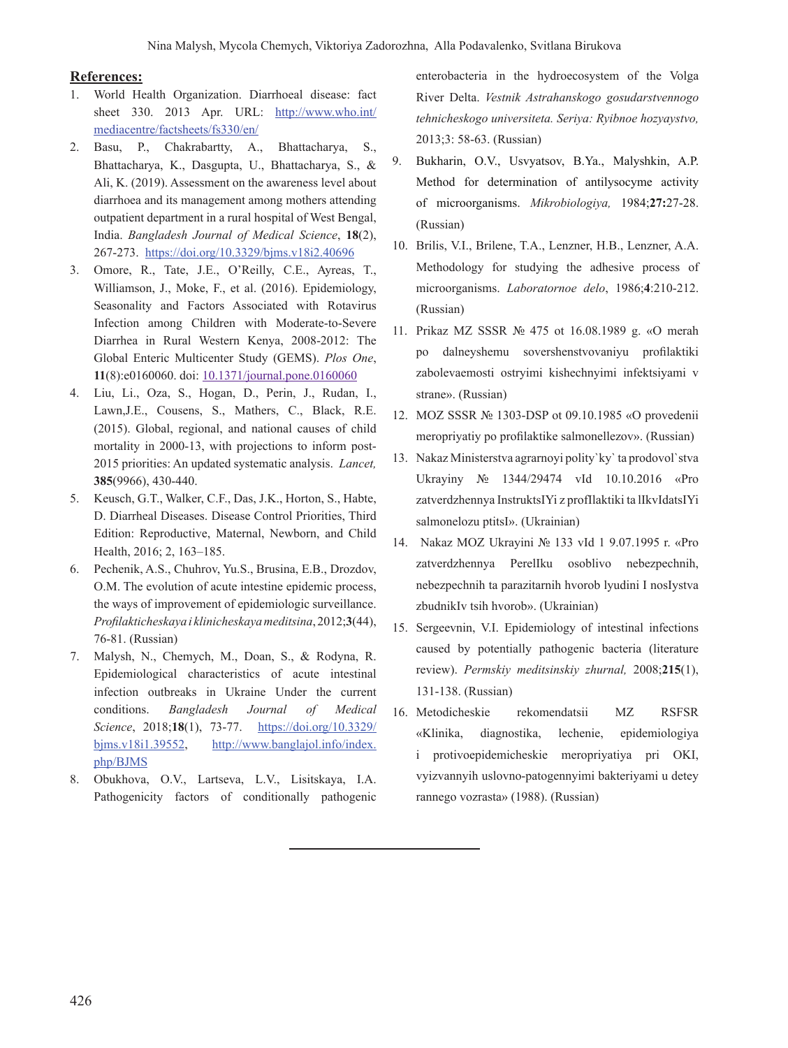## References:

1. World Health Organization. Diarrhoeal disease: fact sheet 330. 2013 Apr. URL: http://www.who.int/mediacentre/factsheets/fs330/en/
2. Basu, P., Chakrabartty, A., Bhattacharya, S., Bhattacharya, K., Dasgupta, U., Bhattacharya, S., & Ali, K. (2019). Assessment on the awareness level about diarrhoea and its management among mothers attending outpatient department in a rural hospital of West Bengal, India. *Bangladesh Journal of Medical Science*, **18**(2), 267-273. https://doi.org/10.3329/bjms.v18i2.40696
3. Omore, R., Tate, J.E., O'Reilly, C.E., Ayreas, T., Williamson, J., Moke, F., et al. (2016). Epidemiology, Seasonality and Factors Associated with Rotavirus Infection among Children with Moderate-to-Severe Diarrhea in Rural Western Kenya, 2008-2012: The Global Enteric Multicenter Study (GEMS). *Plos One*, **11**(8):e0160060. doi: 10.1371/journal.pone.0160060
4. Liu, Li., Oza, S., Hogan, D., Perin, J., Rudan, I., Lawn,J.E., Cousens, S., Mathers, C., Black, R.E. (2015). Global, regional, and national causes of child mortality in 2000-13, with projections to inform post-2015 priorities: An updated systematic analysis. *Lancet,* **385**(9966), 430-440.
5. Keusch, G.T., Walker, C.F., Das, J.K., Horton, S., Habte, D. Diarrheal Diseases. Disease Control Priorities, Third Edition: Reproductive, Maternal, Newborn, and Child Health, 2016; 2, 163–185.
6. Pechenik, A.S., Chuhrov, Yu.S., Brusina, E.B., Drozdov, O.M. The evolution of acute intestine epidemic process, the ways of improvement of epidemiologic surveillance. *Profilakticheskaya i klinicheskaya meditsina*, 2012;**3**(44), 76-81. (Russian)
7. Malysh, N., Chemych, M., Doan, S., & Rodyna, R. Epidemiological characteristics of acute intestinal infection outbreaks in Ukraine Under the current conditions. *Bangladesh Journal of Medical Science*, 2018;**18**(1), 73-77. https://doi.org/10.3329/bjms.v18i1.39552, http://www.banglajol.info/index.php/BJMS
8. Obukhova, O.V., Lartseva, L.V., Lisitskaya, I.A. Pathogenicity factors of conditionally pathogenic enterobacteria in the hydroecosystem of the Volga River Delta. *Vestnik Astrahanskogo gosudarstvennogo tehnicheskogo universiteta. Seriya: Ryibnoe hozyaystvo,* 2013;3: 58-63. (Russian)
9. Bukharin, O.V., Usvyatsov, B.Ya., Malyshkin, A.P. Method for determination of antilysocyme activity of microorganisms. *Mikrobiologiya,* 1984;**27:**27-28. (Russian)
10. Brilis, V.I., Brilene, T.A., Lenzner, H.B., Lenzner, A.A. Methodology for studying the adhesive process of microorganisms. *Laboratornoe delo*, 1986;**4**:210-212. (Russian)
11. Prikaz MZ SSSR № 475 ot 16.08.1989 g. «O merah po dalneyshemu sovershenstvovaniyu profilaktiki zabolevaemosti ostryimi kishechnyimi infektsiyami v strane». (Russian)
12. MOZ SSSR № 1303-DSP ot 09.10.1985 «O provedenii meropriyatiy po profilaktike salmonellezov». (Russian)
13. Nakaz Ministerstva agrarnoyi polity`ky` ta prodovol`stva Ukrayiny № 1344/29474 vId 10.10.2016 «Pro zatverdzhennya InstruktsIYi z profIlaktiki ta lIkvIdatsIYi salmonelozu ptitsI». (Ukrainian)
14. Nakaz MOZ Ukrayini № 133 vId 1 9.07.1995 r. «Pro zatverdzhennya PerelIku osoblivo nebezpechnih, nebezpechnih ta parazitarnih hvorob lyudini I nosIystva zbudnikIv tsih hvorob». (Ukrainian)
15. Sergeevnin, V.I. Epidemiology of intestinal infections caused by potentially pathogenic bacteria (literature review). *Permskiy meditsinskiy zhurnal,* 2008;**215**(1), 131-138. (Russian)
16. Metodicheskie rekomendatsii MZ RSFSR «Klinika, diagnostika, lechenie, epidemiologiya i protivoepidemicheskie meropriyatiya pri OKI, vyizvannyih uslovno-patogennyimi bakteriyami u detey rannego vozrasta» (1988). (Russian)